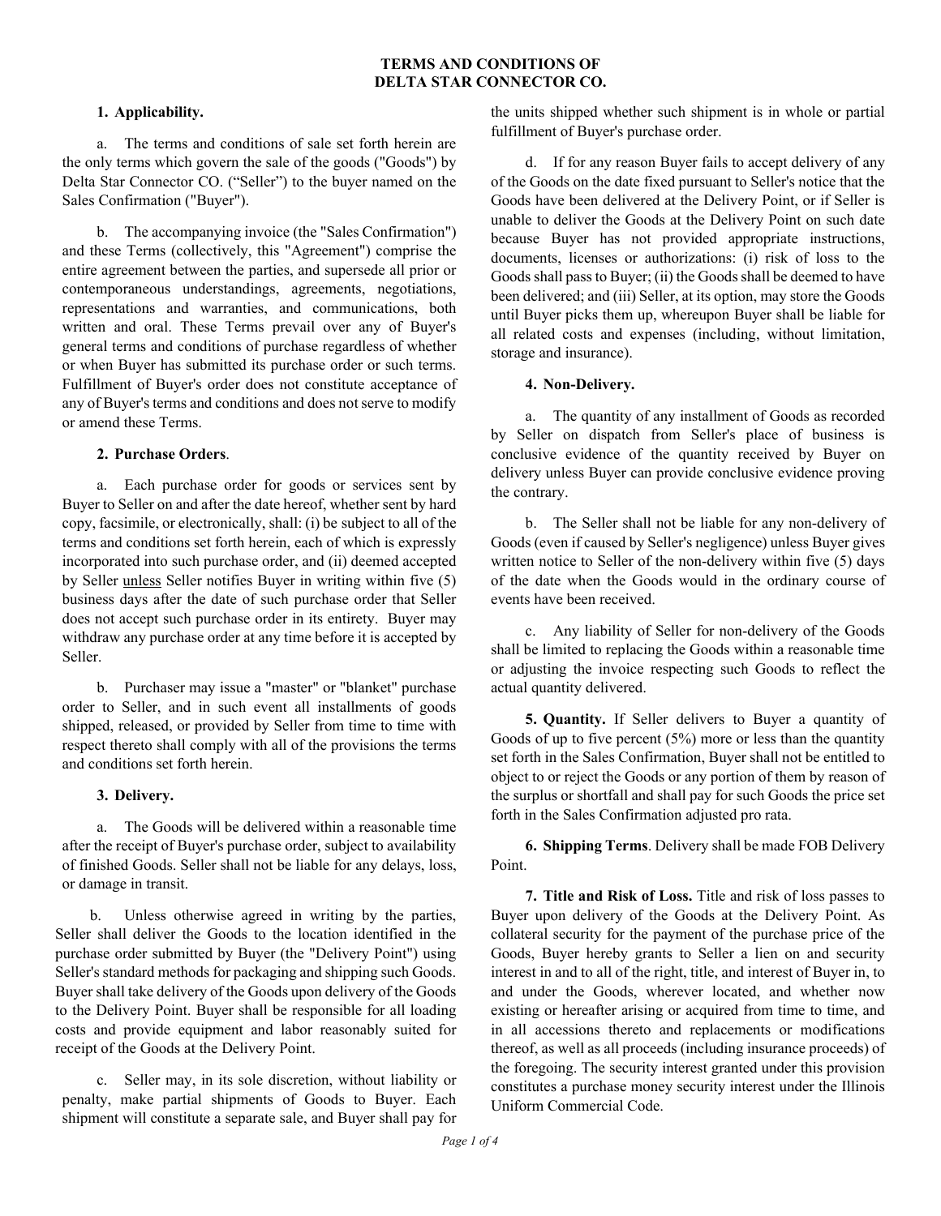# TERMS AND CONDITIONS OF DELTA STAR CONNECTOR CO.

**1. Applicability.**

a. The terms and conditions of sale set forth herein are the only terms which govern the sale of the goods ("Goods") by Delta Star Connector CO. ("Seller") to the buyer named on the Sales Confirmation ("Buyer").

b. The accompanying invoice (the "Sales Confirmation") and these Terms (collectively, this "Agreement") comprise the entire agreement between the parties, and supersede all prior or contemporaneous understandings, agreements, negotiations, representations and warranties, and communications, both written and oral. These Terms prevail over any of Buyer's general terms and conditions of purchase regardless of whether or when Buyer has submitted its purchase order or such terms. Fulfillment of Buyer's order does not constitute acceptance of any of Buyer's terms and conditions and does not serve to modify or amend these Terms.

**2. Purchase Orders**.

a. Each purchase order for goods or services sent by Buyer to Seller on and after the date hereof, whether sent by hard copy, facsimile, or electronically, shall: (i) be subject to all of the terms and conditions set forth herein, each of which is expressly incorporated into such purchase order, and (ii) deemed accepted by Seller unless Seller notifies Buyer in writing within five (5) business days after the date of such purchase order that Seller does not accept such purchase order in its entirety. Buyer may withdraw any purchase order at any time before it is accepted by Seller.

b. Purchaser may issue a "master" or "blanket" purchase order to Seller, and in such event all installments of goods shipped, released, or provided by Seller from time to time with respect thereto shall comply with all of the provisions the terms and conditions set forth herein.

**3. Delivery.**

a. The Goods will be delivered within a reasonable time after the receipt of Buyer's purchase order, subject to availability of finished Goods. Seller shall not be liable for any delays, loss, or damage in transit.

b. Unless otherwise agreed in writing by the parties, Seller shall deliver the Goods to the location identified in the purchase order submitted by Buyer (the "Delivery Point") using Seller's standard methods for packaging and shipping such Goods. Buyer shall take delivery of the Goods upon delivery of the Goods to the Delivery Point. Buyer shall be responsible for all loading costs and provide equipment and labor reasonably suited for receipt of the Goods at the Delivery Point.

c. Seller may, in its sole discretion, without liability or penalty, make partial shipments of Goods to Buyer. Each shipment will constitute a separate sale, and Buyer shall pay for the units shipped whether such shipment is in whole or partial fulfillment of Buyer's purchase order.

d. If for any reason Buyer fails to accept delivery of any of the Goods on the date fixed pursuant to Seller's notice that the Goods have been delivered at the Delivery Point, or if Seller is unable to deliver the Goods at the Delivery Point on such date because Buyer has not provided appropriate instructions, documents, licenses or authorizations: (i) risk of loss to the Goods shall pass to Buyer; (ii) the Goods shall be deemed to have been delivered; and (iii) Seller, at its option, may store the Goods until Buyer picks them up, whereupon Buyer shall be liable for all related costs and expenses (including, without limitation, storage and insurance).

**4. Non-Delivery.**

a. The quantity of any installment of Goods as recorded by Seller on dispatch from Seller's place of business is conclusive evidence of the quantity received by Buyer on delivery unless Buyer can provide conclusive evidence proving the contrary.

b. The Seller shall not be liable for any non-delivery of Goods (even if caused by Seller's negligence) unless Buyer gives written notice to Seller of the non-delivery within five (5) days of the date when the Goods would in the ordinary course of events have been received.

c. Any liability of Seller for non-delivery of the Goods shall be limited to replacing the Goods within a reasonable time or adjusting the invoice respecting such Goods to reflect the actual quantity delivered.

**5. Quantity.** If Seller delivers to Buyer a quantity of Goods of up to five percent (5%) more or less than the quantity set forth in the Sales Confirmation, Buyer shall not be entitled to object to or reject the Goods or any portion of them by reason of the surplus or shortfall and shall pay for such Goods the price set forth in the Sales Confirmation adjusted pro rata.

**6. Shipping Terms**. Delivery shall be made FOB Delivery Point.

**7. Title and Risk of Loss.** Title and risk of loss passes to Buyer upon delivery of the Goods at the Delivery Point. As collateral security for the payment of the purchase price of the Goods, Buyer hereby grants to Seller a lien on and security interest in and to all of the right, title, and interest of Buyer in, to and under the Goods, wherever located, and whether now existing or hereafter arising or acquired from time to time, and in all accessions thereto and replacements or modifications thereof, as well as all proceeds (including insurance proceeds) of the foregoing. The security interest granted under this provision constitutes a purchase money security interest under the Illinois Uniform Commercial Code.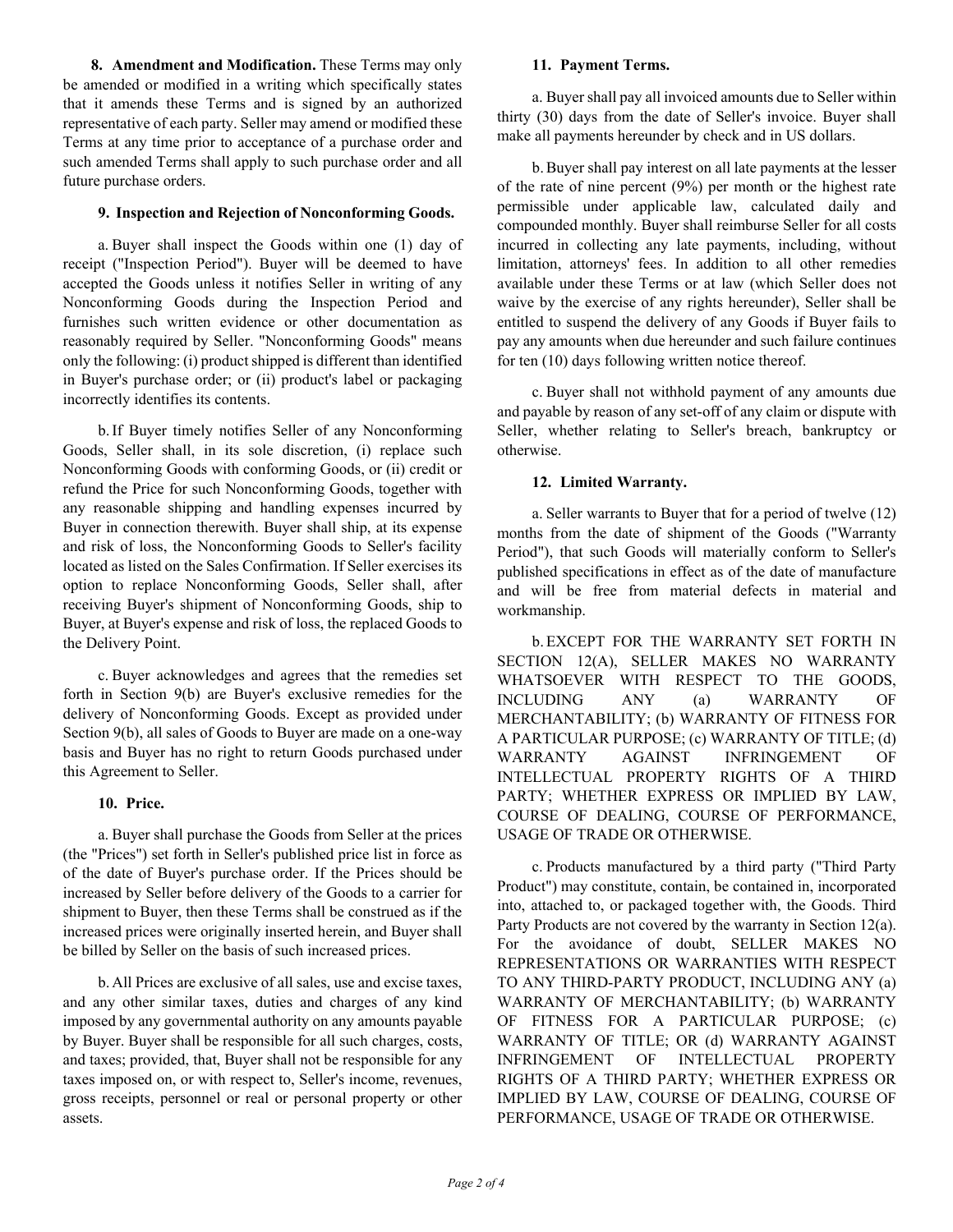**8. Amendment and Modification.** These Terms may only be amended or modified in a writing which specifically states that it amends these Terms and is signed by an authorized representative of each party. Seller may amend or modified these Terms at any time prior to acceptance of a purchase order and such amended Terms shall apply to such purchase order and all future purchase orders.

**9. Inspection and Rejection of Nonconforming Goods.**

a. Buyer shall inspect the Goods within one (1) day of receipt ("Inspection Period"). Buyer will be deemed to have accepted the Goods unless it notifies Seller in writing of any Nonconforming Goods during the Inspection Period and furnishes such written evidence or other documentation as reasonably required by Seller. "Nonconforming Goods" means only the following: (i) product shipped is different than identified in Buyer's purchase order; or (ii) product's label or packaging incorrectly identifies its contents.

b. If Buyer timely notifies Seller of any Nonconforming Goods, Seller shall, in its sole discretion, (i) replace such Nonconforming Goods with conforming Goods, or (ii) credit or refund the Price for such Nonconforming Goods, together with any reasonable shipping and handling expenses incurred by Buyer in connection therewith. Buyer shall ship, at its expense and risk of loss, the Nonconforming Goods to Seller's facility located as listed on the Sales Confirmation. If Seller exercises its option to replace Nonconforming Goods, Seller shall, after receiving Buyer's shipment of Nonconforming Goods, ship to Buyer, at Buyer's expense and risk of loss, the replaced Goods to the Delivery Point.

c. Buyer acknowledges and agrees that the remedies set forth in Section 9(b) are Buyer's exclusive remedies for the delivery of Nonconforming Goods. Except as provided under Section 9(b), all sales of Goods to Buyer are made on a one-way basis and Buyer has no right to return Goods purchased under this Agreement to Seller.

**10. Price.**

a. Buyer shall purchase the Goods from Seller at the prices (the "Prices") set forth in Seller's published price list in force as of the date of Buyer's purchase order. If the Prices should be increased by Seller before delivery of the Goods to a carrier for shipment to Buyer, then these Terms shall be construed as if the increased prices were originally inserted herein, and Buyer shall be billed by Seller on the basis of such increased prices.

b. All Prices are exclusive of all sales, use and excise taxes, and any other similar taxes, duties and charges of any kind imposed by any governmental authority on any amounts payable by Buyer. Buyer shall be responsible for all such charges, costs, and taxes; provided, that, Buyer shall not be responsible for any taxes imposed on, or with respect to, Seller's income, revenues, gross receipts, personnel or real or personal property or other assets.

**11. Payment Terms.**

a. Buyer shall pay all invoiced amounts due to Seller within thirty (30) days from the date of Seller's invoice. Buyer shall make all payments hereunder by check and in US dollars.

b. Buyer shall pay interest on all late payments at the lesser of the rate of nine percent (9%) per month or the highest rate permissible under applicable law, calculated daily and compounded monthly. Buyer shall reimburse Seller for all costs incurred in collecting any late payments, including, without limitation, attorneys' fees. In addition to all other remedies available under these Terms or at law (which Seller does not waive by the exercise of any rights hereunder), Seller shall be entitled to suspend the delivery of any Goods if Buyer fails to pay any amounts when due hereunder and such failure continues for ten (10) days following written notice thereof.

c. Buyer shall not withhold payment of any amounts due and payable by reason of any set-off of any claim or dispute with Seller, whether relating to Seller's breach, bankruptcy or otherwise.

**12. Limited Warranty.**

a. Seller warrants to Buyer that for a period of twelve (12) months from the date of shipment of the Goods ("Warranty Period"), that such Goods will materially conform to Seller's published specifications in effect as of the date of manufacture and will be free from material defects in material and workmanship.

b. EXCEPT FOR THE WARRANTY SET FORTH IN SECTION 12(A), SELLER MAKES NO WARRANTY WHATSOEVER WITH RESPECT TO THE GOODS, INCLUDING ANY (a) WARRANTY OF MERCHANTABILITY; (b) WARRANTY OF FITNESS FOR A PARTICULAR PURPOSE; (c) WARRANTY OF TITLE; (d) WARRANTY AGAINST INFRINGEMENT OF INTELLECTUAL PROPERTY RIGHTS OF A THIRD PARTY; WHETHER EXPRESS OR IMPLIED BY LAW, COURSE OF DEALING, COURSE OF PERFORMANCE, USAGE OF TRADE OR OTHERWISE.

c. Products manufactured by a third party ("Third Party Product") may constitute, contain, be contained in, incorporated into, attached to, or packaged together with, the Goods. Third Party Products are not covered by the warranty in Section 12(a). For the avoidance of doubt, SELLER MAKES NO REPRESENTATIONS OR WARRANTIES WITH RESPECT TO ANY THIRD-PARTY PRODUCT, INCLUDING ANY (a) WARRANTY OF MERCHANTABILITY; (b) WARRANTY OF FITNESS FOR A PARTICULAR PURPOSE; (c) WARRANTY OF TITLE; OR (d) WARRANTY AGAINST INFRINGEMENT OF INTELLECTUAL PROPERTY RIGHTS OF A THIRD PARTY; WHETHER EXPRESS OR IMPLIED BY LAW, COURSE OF DEALING, COURSE OF PERFORMANCE, USAGE OF TRADE OR OTHERWISE.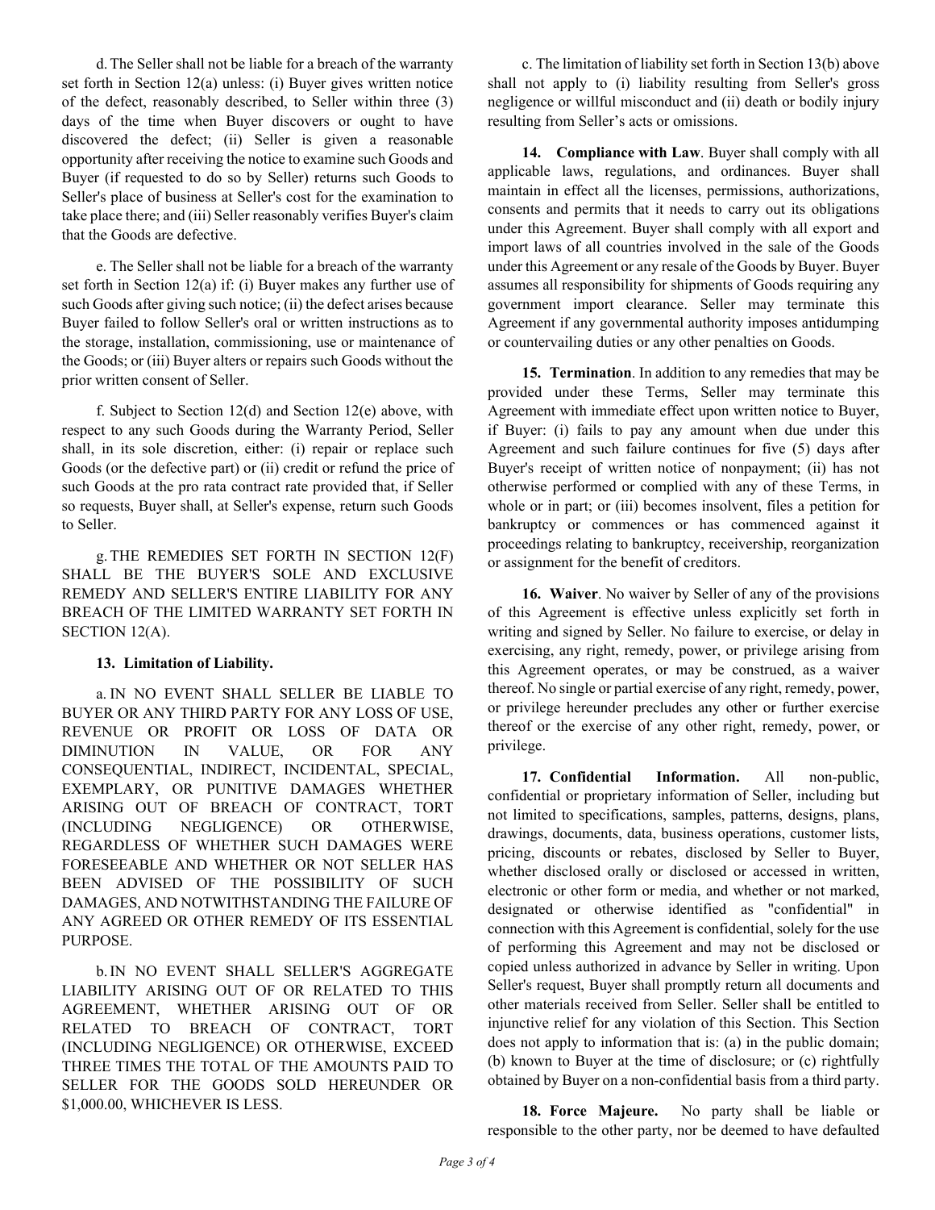d. The Seller shall not be liable for a breach of the warranty set forth in Section 12(a) unless: (i) Buyer gives written notice of the defect, reasonably described, to Seller within three (3) days of the time when Buyer discovers or ought to have discovered the defect; (ii) Seller is given a reasonable opportunity after receiving the notice to examine such Goods and Buyer (if requested to do so by Seller) returns such Goods to Seller's place of business at Seller's cost for the examination to take place there; and (iii) Seller reasonably verifies Buyer's claim that the Goods are defective.

e. The Seller shall not be liable for a breach of the warranty set forth in Section 12(a) if: (i) Buyer makes any further use of such Goods after giving such notice; (ii) the defect arises because Buyer failed to follow Seller's oral or written instructions as to the storage, installation, commissioning, use or maintenance of the Goods; or (iii) Buyer alters or repairs such Goods without the prior written consent of Seller.

f. Subject to Section 12(d) and Section 12(e) above, with respect to any such Goods during the Warranty Period, Seller shall, in its sole discretion, either: (i) repair or replace such Goods (or the defective part) or (ii) credit or refund the price of such Goods at the pro rata contract rate provided that, if Seller so requests, Buyer shall, at Seller's expense, return such Goods to Seller.

g. THE REMEDIES SET FORTH IN SECTION 12(F) SHALL BE THE BUYER'S SOLE AND EXCLUSIVE REMEDY AND SELLER'S ENTIRE LIABILITY FOR ANY BREACH OF THE LIMITED WARRANTY SET FORTH IN SECTION 12(A).

**13. Limitation of Liability.**

a. IN NO EVENT SHALL SELLER BE LIABLE TO BUYER OR ANY THIRD PARTY FOR ANY LOSS OF USE, REVENUE OR PROFIT OR LOSS OF DATA OR DIMINUTION IN VALUE, OR FOR ANY CONSEQUENTIAL, INDIRECT, INCIDENTAL, SPECIAL, EXEMPLARY, OR PUNITIVE DAMAGES WHETHER ARISING OUT OF BREACH OF CONTRACT, TORT (INCLUDING NEGLIGENCE) OR OTHERWISE, REGARDLESS OF WHETHER SUCH DAMAGES WERE FORESEEABLE AND WHETHER OR NOT SELLER HAS BEEN ADVISED OF THE POSSIBILITY OF SUCH DAMAGES, AND NOTWITHSTANDING THE FAILURE OF ANY AGREED OR OTHER REMEDY OF ITS ESSENTIAL PURPOSE.

b. IN NO EVENT SHALL SELLER'S AGGREGATE LIABILITY ARISING OUT OF OR RELATED TO THIS AGREEMENT, WHETHER ARISING OUT OF OR RELATED TO BREACH OF CONTRACT, TORT (INCLUDING NEGLIGENCE) OR OTHERWISE, EXCEED THREE TIMES THE TOTAL OF THE AMOUNTS PAID TO SELLER FOR THE GOODS SOLD HEREUNDER OR $1,000.00, WHICHEVER IS LESS.

c. The limitation of liability set forth in Section 13(b) above shall not apply to (i) liability resulting from Seller's gross negligence or willful misconduct and (ii) death or bodily injury resulting from Seller's acts or omissions.

**14. Compliance with Law**. Buyer shall comply with all applicable laws, regulations, and ordinances. Buyer shall maintain in effect all the licenses, permissions, authorizations, consents and permits that it needs to carry out its obligations under this Agreement. Buyer shall comply with all export and import laws of all countries involved in the sale of the Goods under this Agreement or any resale of the Goods by Buyer. Buyer assumes all responsibility for shipments of Goods requiring any government import clearance. Seller may terminate this Agreement if any governmental authority imposes antidumping or countervailing duties or any other penalties on Goods.

**15. Termination**. In addition to any remedies that may be provided under these Terms, Seller may terminate this Agreement with immediate effect upon written notice to Buyer, if Buyer: (i) fails to pay any amount when due under this Agreement and such failure continues for five (5) days after Buyer's receipt of written notice of nonpayment; (ii) has not otherwise performed or complied with any of these Terms, in whole or in part; or (iii) becomes insolvent, files a petition for bankruptcy or commences or has commenced against it proceedings relating to bankruptcy, receivership, reorganization or assignment for the benefit of creditors.

**16. Waiver**. No waiver by Seller of any of the provisions of this Agreement is effective unless explicitly set forth in writing and signed by Seller. No failure to exercise, or delay in exercising, any right, remedy, power, or privilege arising from this Agreement operates, or may be construed, as a waiver thereof. No single or partial exercise of any right, remedy, power, or privilege hereunder precludes any other or further exercise thereof or the exercise of any other right, remedy, power, or privilege.

**17. Confidential Information.** All non-public, confidential or proprietary information of Seller, including but not limited to specifications, samples, patterns, designs, plans, drawings, documents, data, business operations, customer lists, pricing, discounts or rebates, disclosed by Seller to Buyer, whether disclosed orally or disclosed or accessed in written, electronic or other form or media, and whether or not marked, designated or otherwise identified as "confidential" in connection with this Agreement is confidential, solely for the use of performing this Agreement and may not be disclosed or copied unless authorized in advance by Seller in writing. Upon Seller's request, Buyer shall promptly return all documents and other materials received from Seller. Seller shall be entitled to injunctive relief for any violation of this Section. This Section does not apply to information that is: (a) in the public domain; (b) known to Buyer at the time of disclosure; or (c) rightfully obtained by Buyer on a non-confidential basis from a third party.

**18. Force Majeure.** No party shall be liable or responsible to the other party, nor be deemed to have defaulted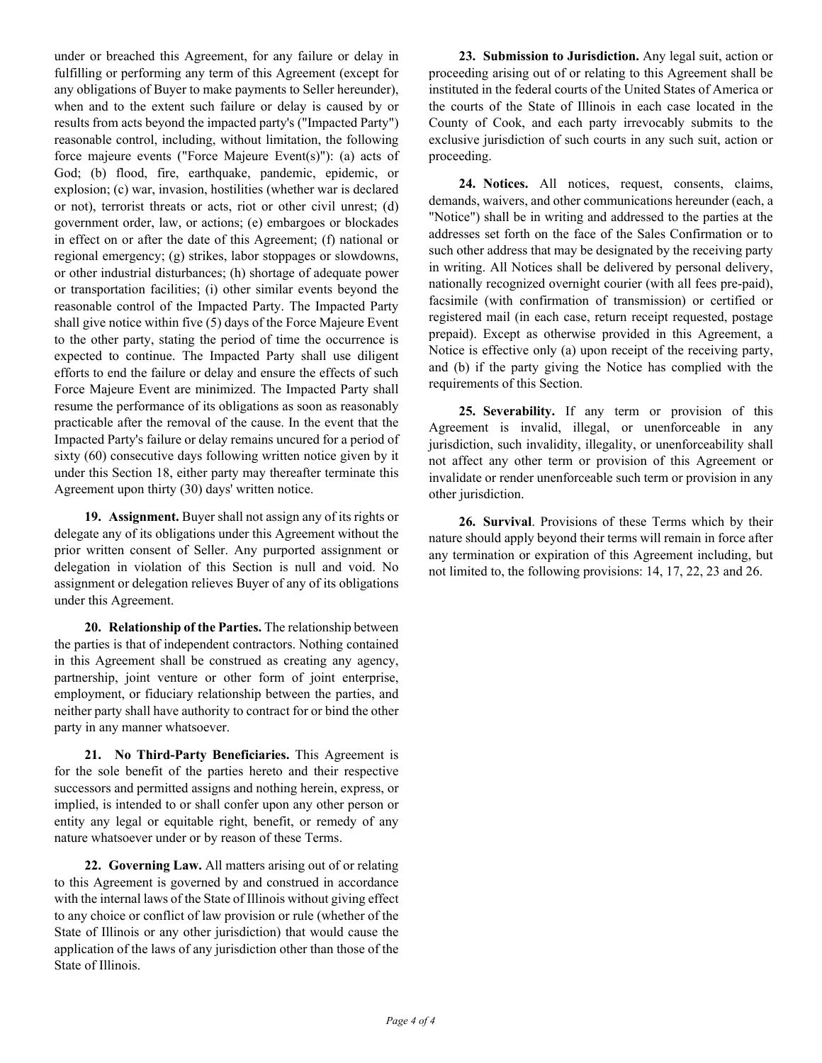under or breached this Agreement, for any failure or delay in fulfilling or performing any term of this Agreement (except for any obligations of Buyer to make payments to Seller hereunder), when and to the extent such failure or delay is caused by or results from acts beyond the impacted party's ("Impacted Party") reasonable control, including, without limitation, the following force majeure events ("Force Majeure Event(s)"): (a) acts of God; (b) flood, fire, earthquake, pandemic, epidemic, or explosion; (c) war, invasion, hostilities (whether war is declared or not), terrorist threats or acts, riot or other civil unrest; (d) government order, law, or actions; (e) embargoes or blockades in effect on or after the date of this Agreement; (f) national or regional emergency; (g) strikes, labor stoppages or slowdowns, or other industrial disturbances; (h) shortage of adequate power or transportation facilities; (i) other similar events beyond the reasonable control of the Impacted Party. The Impacted Party shall give notice within five (5) days of the Force Majeure Event to the other party, stating the period of time the occurrence is expected to continue. The Impacted Party shall use diligent efforts to end the failure or delay and ensure the effects of such Force Majeure Event are minimized. The Impacted Party shall resume the performance of its obligations as soon as reasonably practicable after the removal of the cause. In the event that the Impacted Party's failure or delay remains uncured for a period of sixty (60) consecutive days following written notice given by it under this Section 18, either party may thereafter terminate this Agreement upon thirty (30) days' written notice.

**19. Assignment.** Buyer shall not assign any of its rights or delegate any of its obligations under this Agreement without the prior written consent of Seller. Any purported assignment or delegation in violation of this Section is null and void. No assignment or delegation relieves Buyer of any of its obligations under this Agreement.

**20. Relationship of the Parties.** The relationship between the parties is that of independent contractors. Nothing contained in this Agreement shall be construed as creating any agency, partnership, joint venture or other form of joint enterprise, employment, or fiduciary relationship between the parties, and neither party shall have authority to contract for or bind the other party in any manner whatsoever.

**21. No Third-Party Beneficiaries.** This Agreement is for the sole benefit of the parties hereto and their respective successors and permitted assigns and nothing herein, express, or implied, is intended to or shall confer upon any other person or entity any legal or equitable right, benefit, or remedy of any nature whatsoever under or by reason of these Terms.

**22. Governing Law.** All matters arising out of or relating to this Agreement is governed by and construed in accordance with the internal laws of the State of Illinois without giving effect to any choice or conflict of law provision or rule (whether of the State of Illinois or any other jurisdiction) that would cause the application of the laws of any jurisdiction other than those of the State of Illinois.

**23. Submission to Jurisdiction.** Any legal suit, action or proceeding arising out of or relating to this Agreement shall be instituted in the federal courts of the United States of America or the courts of the State of Illinois in each case located in the County of Cook, and each party irrevocably submits to the exclusive jurisdiction of such courts in any such suit, action or proceeding.

**24. Notices.** All notices, request, consents, claims, demands, waivers, and other communications hereunder (each, a "Notice") shall be in writing and addressed to the parties at the addresses set forth on the face of the Sales Confirmation or to such other address that may be designated by the receiving party in writing. All Notices shall be delivered by personal delivery, nationally recognized overnight courier (with all fees pre-paid), facsimile (with confirmation of transmission) or certified or registered mail (in each case, return receipt requested, postage prepaid). Except as otherwise provided in this Agreement, a Notice is effective only (a) upon receipt of the receiving party, and (b) if the party giving the Notice has complied with the requirements of this Section.

**25. Severability.** If any term or provision of this Agreement is invalid, illegal, or unenforceable in any jurisdiction, such invalidity, illegality, or unenforceability shall not affect any other term or provision of this Agreement or invalidate or render unenforceable such term or provision in any other jurisdiction.

**26. Survival**. Provisions of these Terms which by their nature should apply beyond their terms will remain in force after any termination or expiration of this Agreement including, but not limited to, the following provisions: 14, 17, 22, 23 and 26.